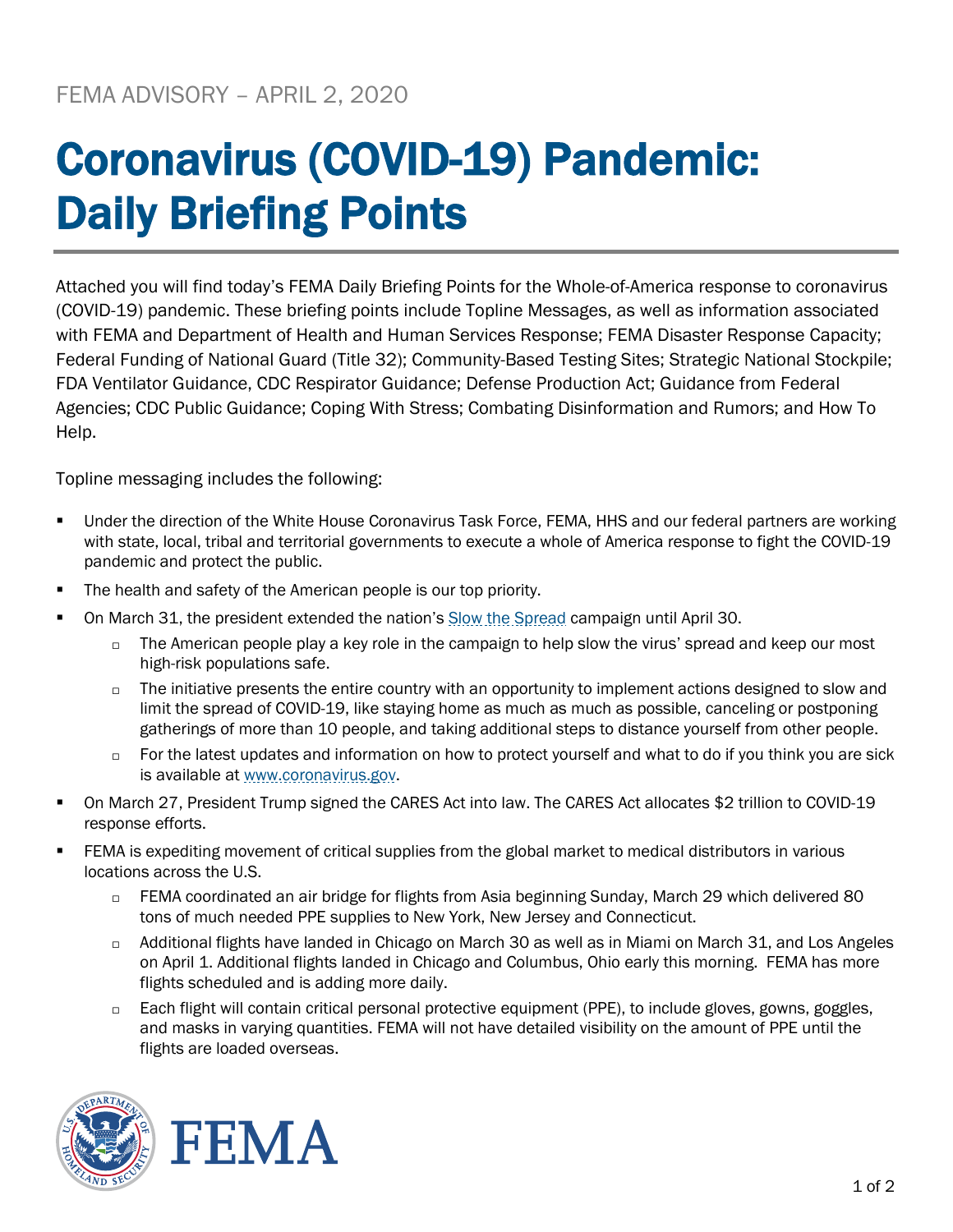FEMA ADVISORY – APRIL 2, 2020

# Coronavirus (COVID-19) Pandemic: Daily Briefing Points

Attached you will find today's FEMA Daily Briefing Points for the Whole-of-America response to coronavirus (COVID-19) pandemic. These briefing points include Topline Messages, as well as information associated with FEMA and Department of Health and Human Services Response; FEMA Disaster Response Capacity; Federal Funding of National Guard (Title 32); Community-Based Testing Sites; Strategic National Stockpile; FDA Ventilator Guidance, CDC Respirator Guidance; Defense Production Act; Guidance from Federal Agencies; CDC Public Guidance; Coping With Stress; Combating Disinformation and Rumors; and How To Help.

Topline messaging includes the following:

- Under the direction of the White House Coronavirus Task Force, FEMA, HHS and our federal partners are working with state, local, tribal and territorial governments to execute a whole of America response to fight the COVID-19 pandemic and protect the public.
- The health and safety of the American people is our top priority.
- On March 31, the president extended the nation's Slow the Spread campaign until April 30.
  - The American people play a key role in the campaign to help slow the virus' spread and keep our most high-risk populations safe.
  - The initiative presents the entire country with an opportunity to implement actions designed to slow and limit the spread of COVID-19, like staying home as much as much as possible, canceling or postponing gatherings of more than 10 people, and taking additional steps to distance yourself from other people.
  - For the latest updates and information on how to protect yourself and what to do if you think you are sick is available at www.coronavirus.gov.
- On March 27, President Trump signed the CARES Act into law. The CARES Act allocates $2 trillion to COVID-19 response efforts.
- FEMA is expediting movement of critical supplies from the global market to medical distributors in various locations across the U.S.
  - FEMA coordinated an air bridge for flights from Asia beginning Sunday, March 29 which delivered 80 tons of much needed PPE supplies to New York, New Jersey and Connecticut.
  - Additional flights have landed in Chicago on March 30 as well as in Miami on March 31, and Los Angeles on April 1. Additional flights landed in Chicago and Columbus, Ohio early this morning. FEMA has more flights scheduled and is adding more daily.
  - Each flight will contain critical personal protective equipment (PPE), to include gloves, gowns, goggles, and masks in varying quantities. FEMA will not have detailed visibility on the amount of PPE until the flights are loaded overseas.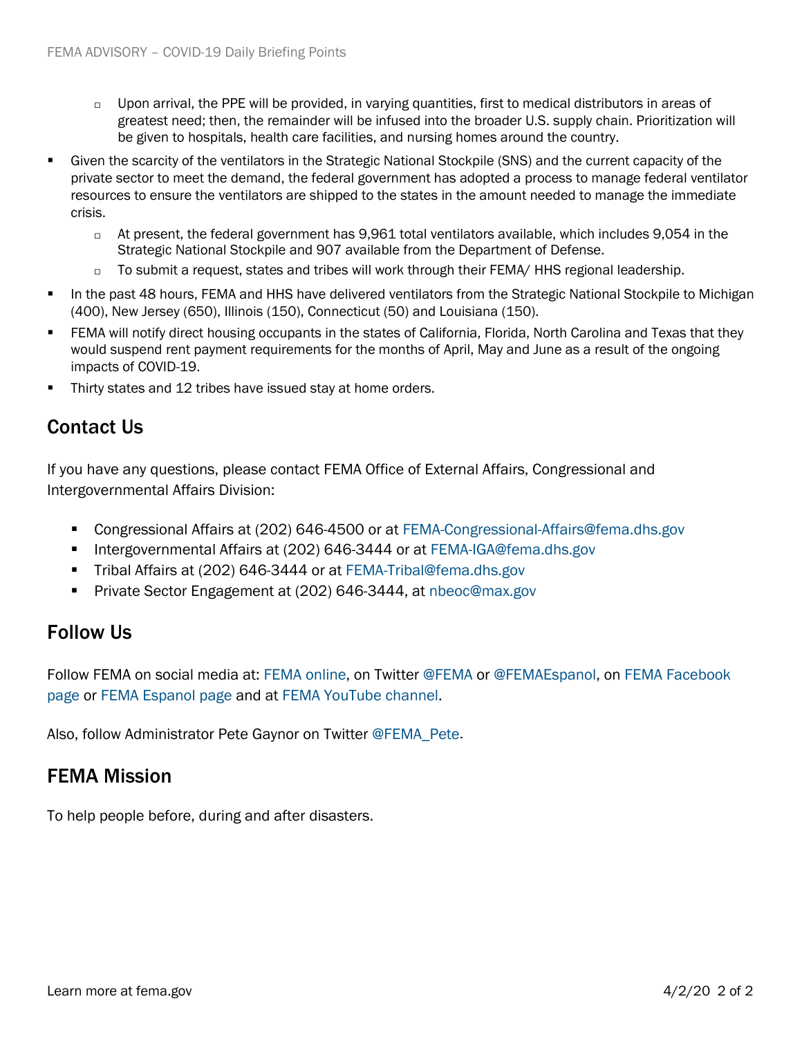- Upon arrival, the PPE will be provided, in varying quantities, first to medical distributors in areas of greatest need; then, the remainder will be infused into the broader U.S. supply chain. Prioritization will be given to hospitals, health care facilities, and nursing homes around the country.

- Given the scarcity of the ventilators in the Strategic National Stockpile (SNS) and the current capacity of the private sector to meet the demand, the federal government has adopted a process to manage federal ventilator resources to ensure the ventilators are shipped to the states in the amount needed to manage the immediate crisis.
  - At present, the federal government has 9,961 total ventilators available, which includes 9,054 in the Strategic National Stockpile and 907 available from the Department of Defense.
  - To submit a request, states and tribes will work through their FEMA/ HHS regional leadership.
- In the past 48 hours, FEMA and HHS have delivered ventilators from the Strategic National Stockpile to Michigan (400), New Jersey (650), Illinois (150), Connecticut (50) and Louisiana (150).
- FEMA will notify direct housing occupants in the states of California, Florida, North Carolina and Texas that they would suspend rent payment requirements for the months of April, May and June as a result of the ongoing impacts of COVID-19.
- Thirty states and 12 tribes have issued stay at home orders.

## Contact Us

If you have any questions, please contact FEMA Office of External Affairs, Congressional and Intergovernmental Affairs Division:

- Congressional Affairs at (202) 646-4500 or at FEMA-Congressional-Affairs@fema.dhs.gov
- Intergovernmental Affairs at (202) 646-3444 or at FEMA-IGA@fema.dhs.gov
- Tribal Affairs at (202) 646-3444 or at FEMA-Tribal@fema.dhs.gov
- Private Sector Engagement at (202) 646-3444, at nbeoc@max.gov

## Follow Us

Follow FEMA on social media at: FEMA online, on Twitter @FEMA or @FEMAEspanol, on FEMA Facebook page or FEMA Espanol page and at FEMA YouTube channel.

Also, follow Administrator Pete Gaynor on Twitter @FEMA_Pete.

## FEMA Mission

To help people before, during and after disasters.